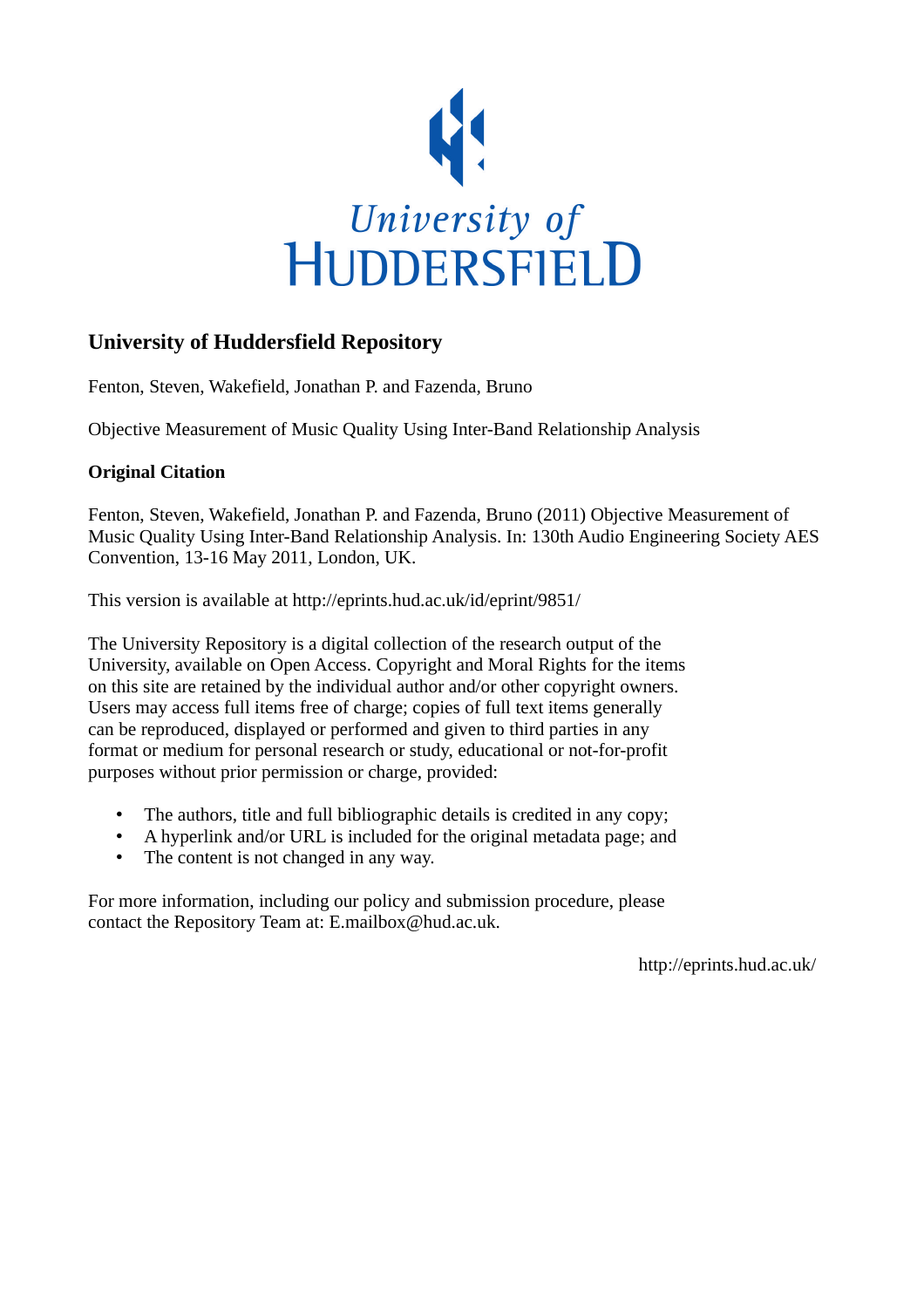University of HUDDERSFIELD

## University of Huddersfield Repository

Fenton, Steven, Wakefield, Jonathan P. and Fazenda, Bruno

Objective Measurement of Music Quality Using Inter-Band Relationship Analysis

### Original Citation

Fenton, Steven, Wakefield, Jonathan P. and Fazenda, Bruno (2011) Objective Measurement of Music Quality Using Inter-Band Relationship Analysis. In: 130th Audio Engineering Society AES Convention, 13-16 May 2011, London, UK.

This version is available at http://eprints.hud.ac.uk/id/eprint/9851/

The University Repository is a digital collection of the research output of the University, available on Open Access. Copyright and Moral Rights for the items on this site are retained by the individual author and/or other copyright owners. Users may access full items free of charge; copies of full text items generally can be reproduced, displayed or performed and given to third parties in any format or medium for personal research or study, educational or not-for-profit purposes without prior permission or charge, provided:

- The authors, title and full bibliographic details is credited in any copy;
- A hyperlink and/or URL is included for the original metadata page; and
- The content is not changed in any way.

For more information, including our policy and submission procedure, please contact the Repository Team at: E.mailbox@hud.ac.uk.

http://eprints.hud.ac.uk/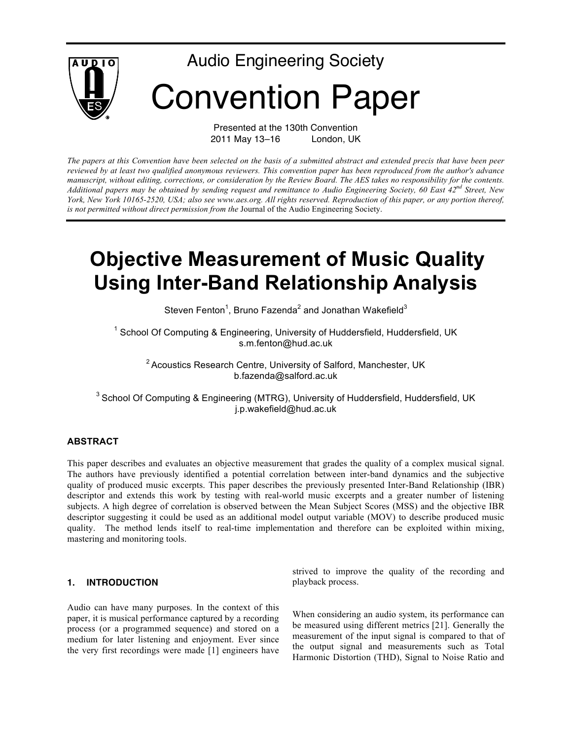# Audio Engineering Society

# Convention Paper

Presented at the 130th Convention
2011 May 13–16 London, UK

*The papers at this Convention have been selected on the basis of a submitted abstract and extended precis that have been peer reviewed by at least two qualified anonymous reviewers. This convention paper has been reproduced from the author's advance manuscript, without editing, corrections, or consideration by the Review Board. The AES takes no responsibility for the contents. Additional papers may be obtained by sending request and remittance to Audio Engineering Society, 60 East 42nd Street, New York, New York 10165-2520, USA; also see www.aes.org. All rights reserved. Reproduction of this paper, or any portion thereof, is not permitted without direct permission from the* Journal of the Audio Engineering Society.

# Objective Measurement of Music Quality Using Inter-Band Relationship Analysis

Steven Fenton[1], Bruno Fazenda[2] and Jonathan Wakefield[3]

[1] School Of Computing & Engineering, University of Huddersfield, Huddersfield, UK
s.m.fenton@hud.ac.uk

[2] Acoustics Research Centre, University of Salford, Manchester, UK
b.fazenda@salford.ac.uk

[3] School Of Computing & Engineering (MTRG), University of Huddersfield, Huddersfield, UK
j.p.wakefield@hud.ac.uk

## ABSTRACT

This paper describes and evaluates an objective measurement that grades the quality of a complex musical signal. The authors have previously identified a potential correlation between inter-band dynamics and the subjective quality of produced music excerpts. This paper describes the previously presented Inter-Band Relationship (IBR) descriptor and extends this work by testing with real-world music excerpts and a greater number of listening subjects. A high degree of correlation is observed between the Mean Subject Scores (MSS) and the objective IBR descriptor suggesting it could be used as an additional model output variable (MOV) to describe produced music quality. The method lends itself to real-time implementation and therefore can be exploited within mixing, mastering and monitoring tools.

## 1. INTRODUCTION

Audio can have many purposes. In the context of this paper, it is musical performance captured by a recording process (or a programmed sequence) and stored on a medium for later listening and enjoyment. Ever since the very first recordings were made [1] engineers have strived to improve the quality of the recording and playback process.

When considering an audio system, its performance can be measured using different metrics [21]. Generally the measurement of the input signal is compared to that of the output signal and measurements such as Total Harmonic Distortion (THD), Signal to Noise Ratio and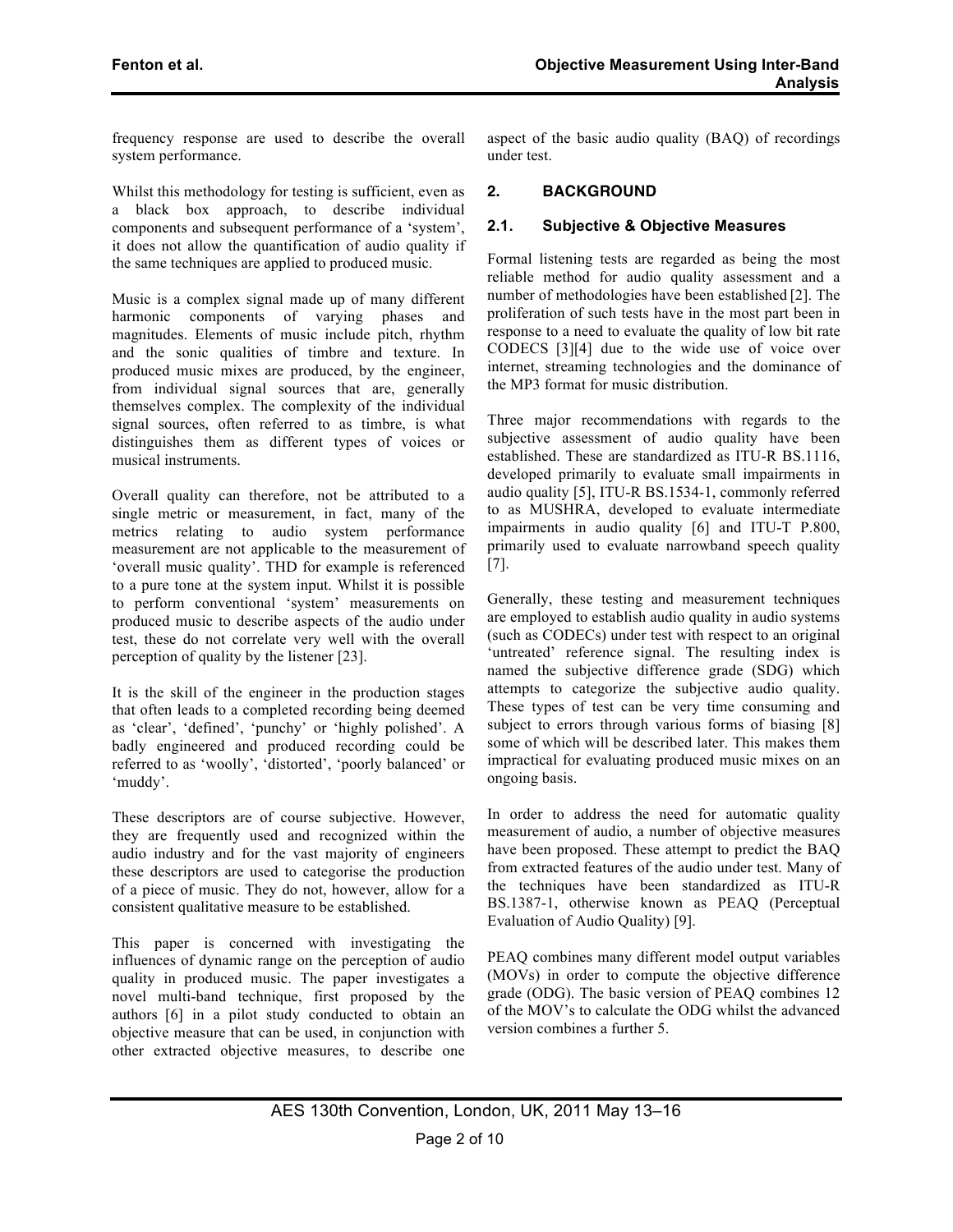frequency response are used to describe the overall system performance.

Whilst this methodology for testing is sufficient, even as a black box approach, to describe individual components and subsequent performance of a 'system', it does not allow the quantification of audio quality if the same techniques are applied to produced music.

Music is a complex signal made up of many different harmonic components of varying phases and magnitudes. Elements of music include pitch, rhythm and the sonic qualities of timbre and texture. In produced music mixes are produced, by the engineer, from individual signal sources that are, generally themselves complex. The complexity of the individual signal sources, often referred to as timbre, is what distinguishes them as different types of voices or musical instruments.

Overall quality can therefore, not be attributed to a single metric or measurement, in fact, many of the metrics relating to audio system performance measurement are not applicable to the measurement of 'overall music quality'. THD for example is referenced to a pure tone at the system input. Whilst it is possible to perform conventional 'system' measurements on produced music to describe aspects of the audio under test, these do not correlate very well with the overall perception of quality by the listener [23].

It is the skill of the engineer in the production stages that often leads to a completed recording being deemed as 'clear', 'defined', 'punchy' or 'highly polished'. A badly engineered and produced recording could be referred to as 'woolly', 'distorted', 'poorly balanced' or 'muddy'.

These descriptors are of course subjective. However, they are frequently used and recognized within the audio industry and for the vast majority of engineers these descriptors are used to categorise the production of a piece of music. They do not, however, allow for a consistent qualitative measure to be established.

This paper is concerned with investigating the influences of dynamic range on the perception of audio quality in produced music. The paper investigates a novel multi-band technique, first proposed by the authors [6] in a pilot study conducted to obtain an objective measure that can be used, in conjunction with other extracted objective measures, to describe one aspect of the basic audio quality (BAQ) of recordings under test.

## 2. BACKGROUND

### 2.1. Subjective & Objective Measures

Formal listening tests are regarded as being the most reliable method for audio quality assessment and a number of methodologies have been established [2]. The proliferation of such tests have in the most part been in response to a need to evaluate the quality of low bit rate CODECS [3][4] due to the wide use of voice over internet, streaming technologies and the dominance of the MP3 format for music distribution.

Three major recommendations with regards to the subjective assessment of audio quality have been established. These are standardized as ITU-R BS.1116, developed primarily to evaluate small impairments in audio quality [5], ITU-R BS.1534-1, commonly referred to as MUSHRA, developed to evaluate intermediate impairments in audio quality [6] and ITU-T P.800, primarily used to evaluate narrowband speech quality [7].

Generally, these testing and measurement techniques are employed to establish audio quality in audio systems (such as CODECs) under test with respect to an original 'untreated' reference signal. The resulting index is named the subjective difference grade (SDG) which attempts to categorize the subjective audio quality. These types of test can be very time consuming and subject to errors through various forms of biasing [8] some of which will be described later. This makes them impractical for evaluating produced music mixes on an ongoing basis.

In order to address the need for automatic quality measurement of audio, a number of objective measures have been proposed. These attempt to predict the BAQ from extracted features of the audio under test. Many of the techniques have been standardized as ITU-R BS.1387-1, otherwise known as PEAQ (Perceptual Evaluation of Audio Quality) [9].

PEAQ combines many different model output variables (MOVs) in order to compute the objective difference grade (ODG). The basic version of PEAQ combines 12 of the MOV's to calculate the ODG whilst the advanced version combines a further 5.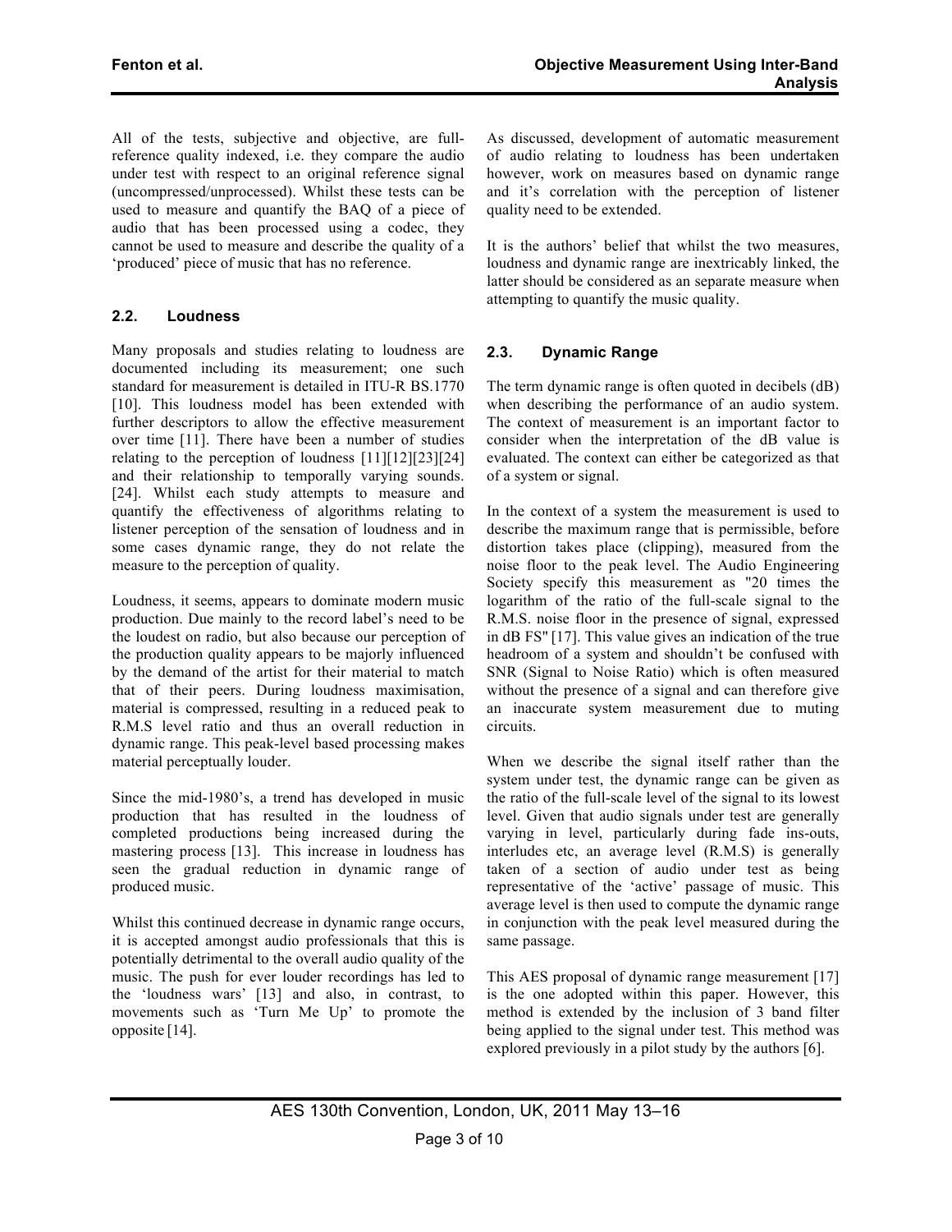All of the tests, subjective and objective, are full-reference quality indexed, i.e. they compare the audio under test with respect to an original reference signal (uncompressed/unprocessed). Whilst these tests can be used to measure and quantify the BAQ of a piece of audio that has been processed using a codec, they cannot be used to measure and describe the quality of a 'produced' piece of music that has no reference.

### 2.2. Loudness

Many proposals and studies relating to loudness are documented including its measurement; one such standard for measurement is detailed in ITU-R BS.1770 [10]. This loudness model has been extended with further descriptors to allow the effective measurement over time [11]. There have been a number of studies relating to the perception of loudness [11][12][23][24] and their relationship to temporally varying sounds. [24]. Whilst each study attempts to measure and quantify the effectiveness of algorithms relating to listener perception of the sensation of loudness and in some cases dynamic range, they do not relate the measure to the perception of quality.

Loudness, it seems, appears to dominate modern music production. Due mainly to the record label's need to be the loudest on radio, but also because our perception of the production quality appears to be majorly influenced by the demand of the artist for their material to match that of their peers. During loudness maximisation, material is compressed, resulting in a reduced peak to R.M.S level ratio and thus an overall reduction in dynamic range. This peak-level based processing makes material perceptually louder.

Since the mid-1980's, a trend has developed in music production that has resulted in the loudness of completed productions being increased during the mastering process [13]. This increase in loudness has seen the gradual reduction in dynamic range of produced music.

Whilst this continued decrease in dynamic range occurs, it is accepted amongst audio professionals that this is potentially detrimental to the overall audio quality of the music. The push for ever louder recordings has led to the 'loudness wars' [13] and also, in contrast, to movements such as 'Turn Me Up' to promote the opposite [14].

As discussed, development of automatic measurement of audio relating to loudness has been undertaken however, work on measures based on dynamic range and it's correlation with the perception of listener quality need to be extended.

It is the authors' belief that whilst the two measures, loudness and dynamic range are inextricably linked, the latter should be considered as an separate measure when attempting to quantify the music quality.

### 2.3. Dynamic Range

The term dynamic range is often quoted in decibels (dB) when describing the performance of an audio system. The context of measurement is an important factor to consider when the interpretation of the dB value is evaluated. The context can either be categorized as that of a system or signal.

In the context of a system the measurement is used to describe the maximum range that is permissible, before distortion takes place (clipping), measured from the noise floor to the peak level. The Audio Engineering Society specify this measurement as "20 times the logarithm of the ratio of the full-scale signal to the R.M.S. noise floor in the presence of signal, expressed in dB FS" [17]. This value gives an indication of the true headroom of a system and shouldn't be confused with SNR (Signal to Noise Ratio) which is often measured without the presence of a signal and can therefore give an inaccurate system measurement due to muting circuits.

When we describe the signal itself rather than the system under test, the dynamic range can be given as the ratio of the full-scale level of the signal to its lowest level. Given that audio signals under test are generally varying in level, particularly during fade ins-outs, interludes etc, an average level (R.M.S) is generally taken of a section of audio under test as being representative of the 'active' passage of music. This average level is then used to compute the dynamic range in conjunction with the peak level measured during the same passage.

This AES proposal of dynamic range measurement [17] is the one adopted within this paper. However, this method is extended by the inclusion of 3 band filter being applied to the signal under test. This method was explored previously in a pilot study by the authors [6].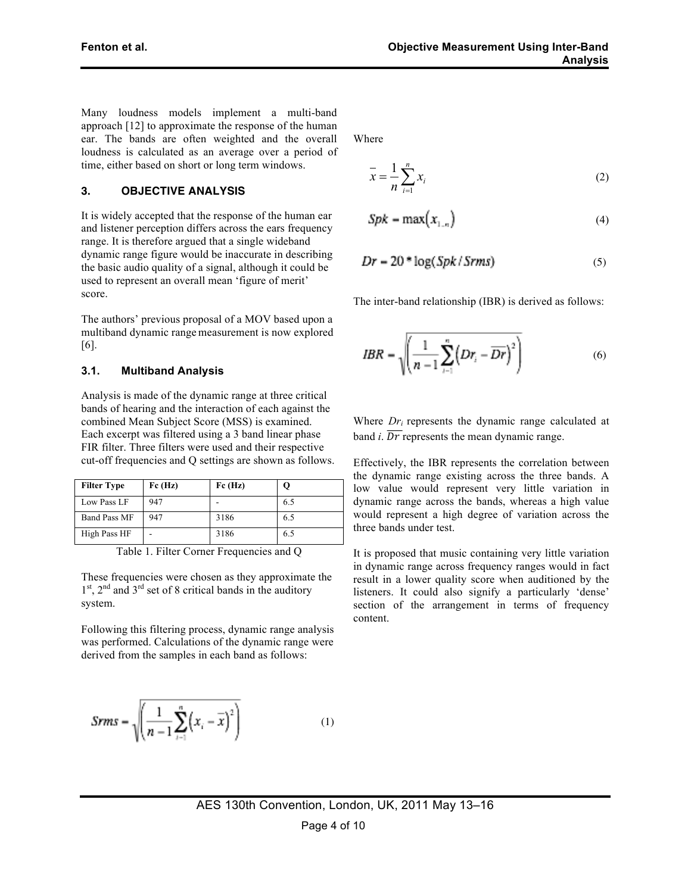Many loudness models implement a multi-band approach [12] to approximate the response of the human ear. The bands are often weighted and the overall loudness is calculated as an average over a period of time, either based on short or long term windows.

## 3. OBJECTIVE ANALYSIS

It is widely accepted that the response of the human ear and listener perception differs across the ears frequency range. It is therefore argued that a single wideband dynamic range figure would be inaccurate in describing the basic audio quality of a signal, although it could be used to represent an overall mean 'figure of merit' score.

The authors' previous proposal of a MOV based upon a multiband dynamic range measurement is now explored [6].

### 3.1. Multiband Analysis

Analysis is made of the dynamic range at three critical bands of hearing and the interaction of each against the combined Mean Subject Score (MSS) is examined. Each excerpt was filtered using a 3 band linear phase FIR filter. Three filters were used and their respective cut-off frequencies and Q settings are shown as follows.

| Filter Type | Fc (Hz) | Fc (Hz) | Q |
|---|---|---|---|
| Low Pass LF | 947 | - | 6.5 |
| Band Pass MF | 947 | 3186 | 6.5 |
| High Pass HF | - | 3186 | 6.5 |

Table 1. Filter Corner Frequencies and Q

These frequencies were chosen as they approximate the 1st, 2nd and 3rd set of 8 critical bands in the auditory system.

Following this filtering process, dynamic range analysis was performed. Calculations of the dynamic range were derived from the samples in each band as follows:

$$Srms = \sqrt{\left(\frac{1}{n-1}\sum_{i=1}^{n}\left(x_i - \bar{x}\right)^2\right)} \tag{1}$$

Where

$$\bar{x} = \frac{1}{n}\sum_{i=1}^{n} x_i \tag{2}$$

$$Spk = \max\left(x_{1..n}\right) \tag{4}$$

$$Dr = 20 * \log(Spk / Srms) \tag{5}$$

The inter-band relationship (IBR) is derived as follows:

$$IBR = \sqrt{\left(\frac{1}{n-1}\sum_{i=1}^{n}\left(Dr_i - \overline{Dr}\right)^2\right)} \tag{6}$$

Where $Dr_i$ represents the dynamic range calculated at band $i$. $\overline{Dr}$ represents the mean dynamic range.

Effectively, the IBR represents the correlation between the dynamic range existing across the three bands. A low value would represent very little variation in dynamic range across the bands, whereas a high value would represent a high degree of variation across the three bands under test.

It is proposed that music containing very little variation in dynamic range across frequency ranges would in fact result in a lower quality score when auditioned by the listeners. It could also signify a particularly 'dense' section of the arrangement in terms of frequency content.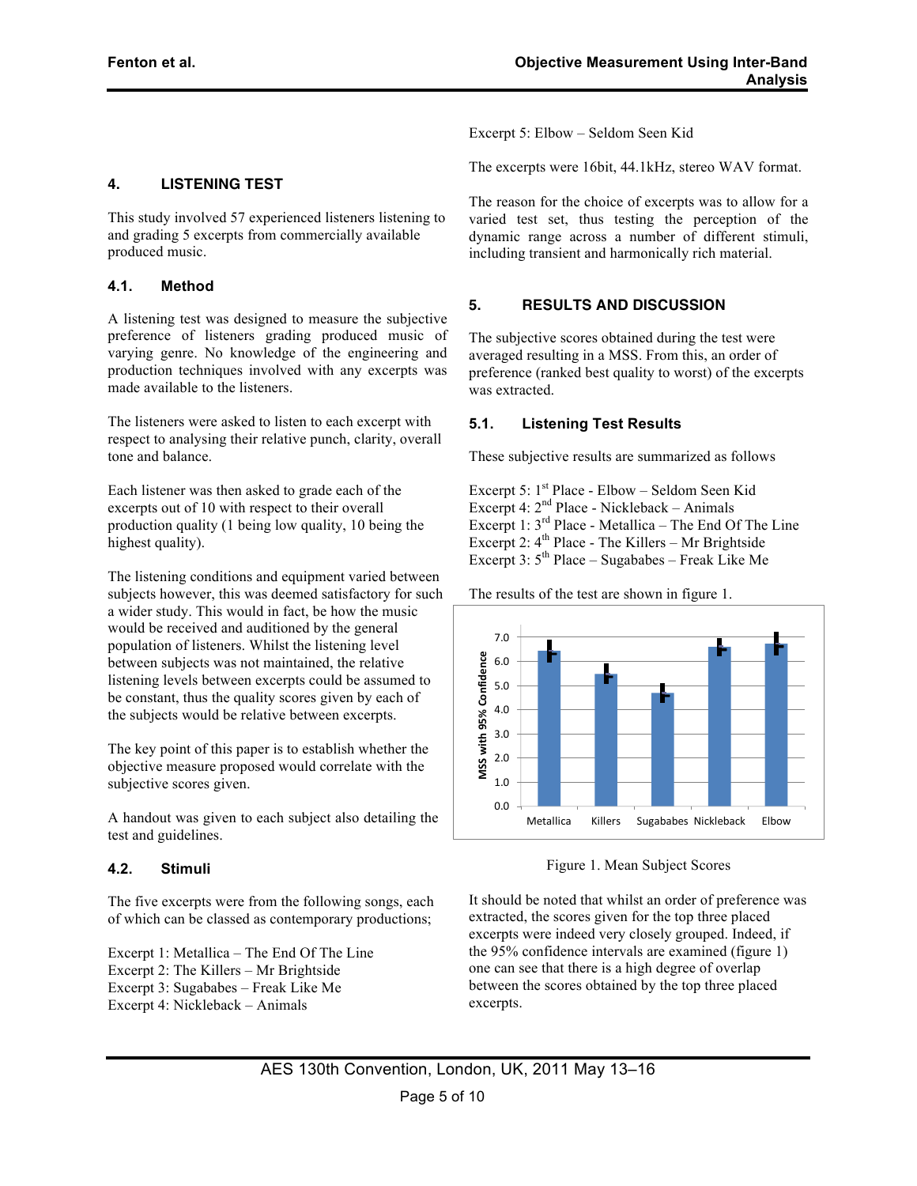## 4. LISTENING TEST

This study involved 57 experienced listeners listening to and grading 5 excerpts from commercially available produced music.

### 4.1. Method

A listening test was designed to measure the subjective preference of listeners grading produced music of varying genre. No knowledge of the engineering and production techniques involved with any excerpts was made available to the listeners.

The listeners were asked to listen to each excerpt with respect to analysing their relative punch, clarity, overall tone and balance.

Each listener was then asked to grade each of the excerpts out of 10 with respect to their overall production quality (1 being low quality, 10 being the highest quality).

The listening conditions and equipment varied between subjects however, this was deemed satisfactory for such a wider study. This would in fact, be how the music would be received and auditioned by the general population of listeners. Whilst the listening level between subjects was not maintained, the relative listening levels between excerpts could be assumed to be constant, thus the quality scores given by each of the subjects would be relative between excerpts.

The key point of this paper is to establish whether the objective measure proposed would correlate with the subjective scores given.

A handout was given to each subject also detailing the test and guidelines.

### 4.2. Stimuli

The five excerpts were from the following songs, each of which can be classed as contemporary productions;

Excerpt 1: Metallica – The End Of The Line
Excerpt 2: The Killers – Mr Brightside
Excerpt 3: Sugababes – Freak Like Me
Excerpt 4: Nickleback – Animals
Excerpt 5: Elbow – Seldom Seen Kid

The excerpts were 16bit, 44.1kHz, stereo WAV format.

The reason for the choice of excerpts was to allow for a varied test set, thus testing the perception of the dynamic range across a number of different stimuli, including transient and harmonically rich material.

## 5. RESULTS AND DISCUSSION

The subjective scores obtained during the test were averaged resulting in a MSS. From this, an order of preference (ranked best quality to worst) of the excerpts was extracted.

### 5.1. Listening Test Results

These subjective results are summarized as follows

Excerpt 5: 1st Place - Elbow – Seldom Seen Kid
Excerpt 4: 2nd Place - Nickleback - Animals
Excerpt 1: 3rd Place - Metallica – The End Of The Line
Excerpt 2: 4th Place - The Killers – Mr Brightside
Excerpt 3: 5th Place – Sugababes – Freak Like Me

The results of the test are shown in figure 1.

Figure 1. Mean Subject Scores

It should be noted that whilst an order of preference was extracted, the scores given for the top three placed excerpts were indeed very closely grouped. Indeed, if the 95% confidence intervals are examined (figure 1) one can see that there is a high degree of overlap between the scores obtained by the top three placed excerpts.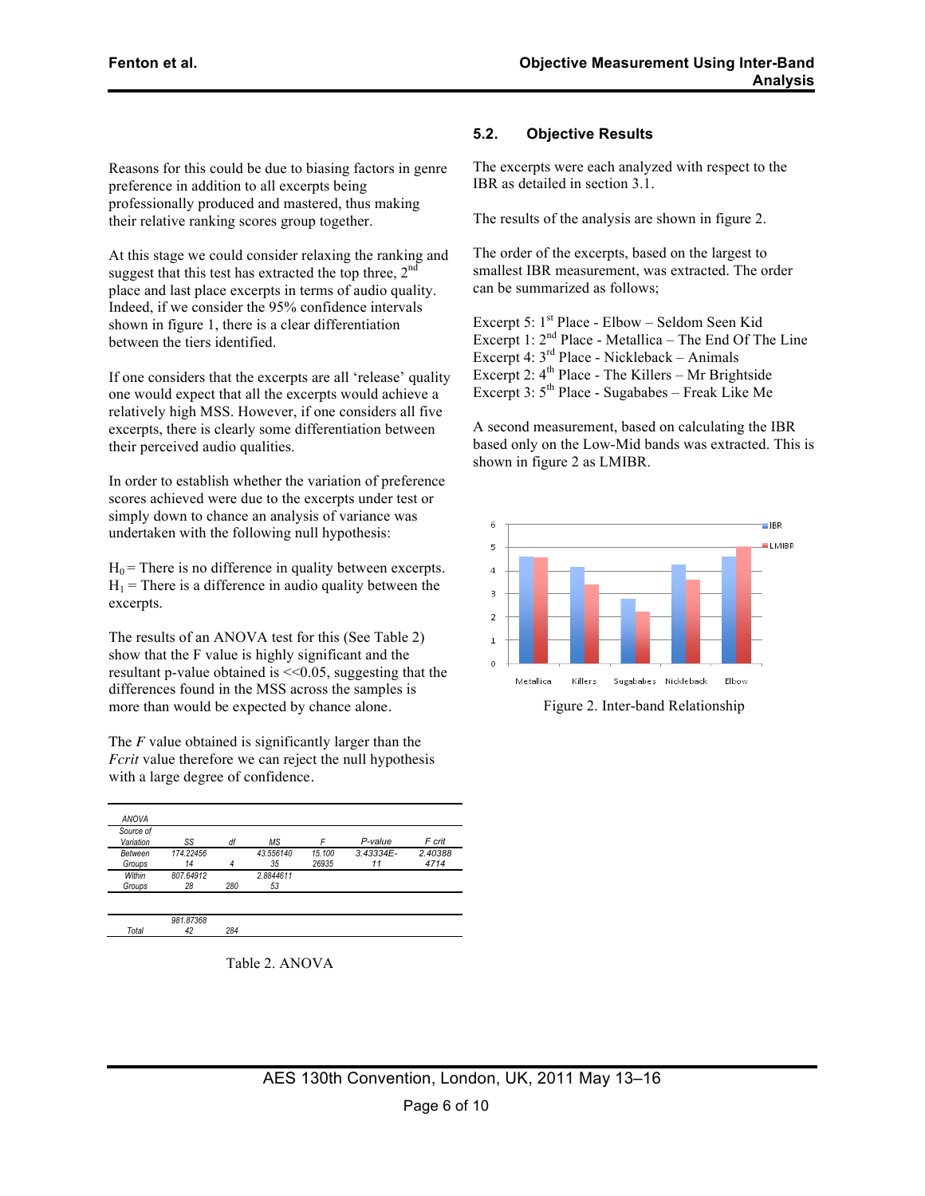Reasons for this could be due to biasing factors in genre preference in addition to all excerpts being professionally produced and mastered, thus making their relative ranking scores group together.

At this stage we could consider relaxing the ranking and suggest that this test has extracted the top three, 2nd place and last place excerpts in terms of audio quality. Indeed, if we consider the 95% confidence intervals shown in figure 1, there is a clear differentiation between the tiers identified.

If one considers that the excerpts are all 'release' quality one would expect that all the excerpts would achieve a relatively high MSS. However, if one considers all five excerpts, there is clearly some differentiation between their perceived audio qualities.

In order to establish whether the variation of preference scores achieved were due to the excerpts under test or simply down to chance an analysis of variance was undertaken with the following null hypothesis:

$H_0$ = There is no difference in quality between excerpts.
$H_1$ = There is a difference in audio quality between the excerpts.

The results of an ANOVA test for this (See Table 2) show that the F value is highly significant and the resultant p-value obtained is <<0.05, suggesting that the differences found in the MSS across the samples is more than would be expected by chance alone.

The $F$ value obtained is significantly larger than the $Fcrit$ value therefore we can reject the null hypothesis with a large degree of confidence.

| ANOVA | | | | | | |
|---|---|---|---|---|---|---|
| Source of Variation | SS | df | MS | F | P-value | F crit |
| Between Groups | 174.2245614 | 4 | 43.55614035 | 15.10026935 | 3.43334E-11 | 2.403884714 |
| Within Groups | 807.6491228 | 280 | 2.884461153 | | | |
| | | | | | | |
| Total | 981.8736842 | 284 | | | | |

Table 2. ANOVA

## 5.2. Objective Results

The excerpts were each analyzed with respect to the IBR as detailed in section 3.1.

The results of the analysis are shown in figure 2.

The order of the excerpts, based on the largest to smallest IBR measurement, was extracted. The order can be summarized as follows;

Excerpt 5: 1st Place - Elbow – Seldom Seen Kid
Excerpt 1: 2nd Place - Metallica – The End Of The Line
Excerpt 4: 3rd Place - Nickleback – Animals
Excerpt 2: 4th Place - The Killers – Mr Brightside
Excerpt 3: 5th Place - Sugababes – Freak Like Me

A second measurement, based on calculating the IBR based only on the Low-Mid bands was extracted. This is shown in figure 2 as LMIBR.

Figure 2. Inter-band Relationship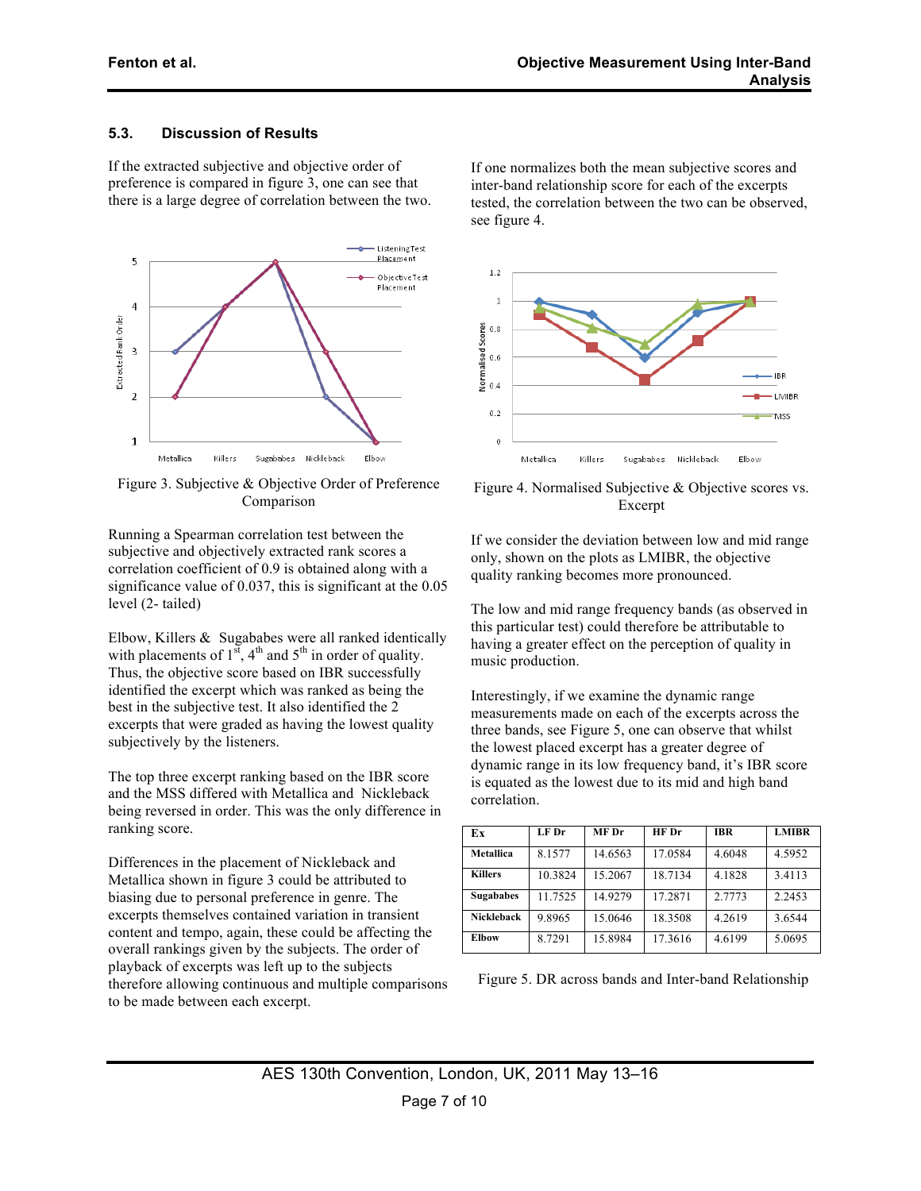### 5.3. Discussion of Results

If the extracted subjective and objective order of preference is compared in figure 3, one can see that there is a large degree of correlation between the two.

Figure 3. Subjective & Objective Order of Preference Comparison

Running a Spearman correlation test between the subjective and objectively extracted rank scores a correlation coefficient of 0.9 is obtained along with a significance value of 0.037, this is significant at the 0.05 level (2- tailed)

Elbow, Killers & Sugababes were all ranked identically with placements of 1st, 4th and 5th in order of quality. Thus, the objective score based on IBR successfully identified the excerpt which was ranked as being the best in the subjective test. It also identified the 2 excerpts that were graded as having the lowest quality subjectively by the listeners.

The top three excerpt ranking based on the IBR score and the MSS differed with Metallica and Nickleback being reversed in order. This was the only difference in ranking score.

Differences in the placement of Nickleback and Metallica shown in figure 3 could be attributed to biasing due to personal preference in genre. The excerpts themselves contained variation in transient content and tempo, again, these could be affecting the overall rankings given by the subjects. The order of playback of excerpts was left up to the subjects therefore allowing continuous and multiple comparisons to be made between each excerpt.

If one normalizes both the mean subjective scores and inter-band relationship score for each of the excerpts tested, the correlation between the two can be observed, see figure 4.

Figure 4. Normalised Subjective & Objective scores vs. Excerpt

If we consider the deviation between low and mid range only, shown on the plots as LMIBR, the objective quality ranking becomes more pronounced.

The low and mid range frequency bands (as observed in this particular test) could therefore be attributable to having a greater effect on the perception of quality in music production.

Interestingly, if we examine the dynamic range measurements made on each of the excerpts across the three bands, see Figure 5, one can observe that whilst the lowest placed excerpt has a greater degree of dynamic range in its low frequency band, it's IBR score is equated as the lowest due to its mid and high band correlation.

| Ex | LF Dr | MF Dr | HF Dr | IBR | LMIBR |
|---|---|---|---|---|---|
| Metallica | 8.1577 | 14.6563 | 17.0584 | 4.6048 | 4.5952 |
| Killers | 10.3824 | 15.2067 | 18.7134 | 4.1828 | 3.4113 |
| Sugababes | 11.7525 | 14.9279 | 17.2871 | 2.7773 | 2.2453 |
| Nickleback | 9.8965 | 15.0646 | 18.3508 | 4.2619 | 3.6544 |
| Elbow | 8.7291 | 15.8984 | 17.3616 | 4.6199 | 5.0695 |

Figure 5. DR across bands and Inter-band Relationship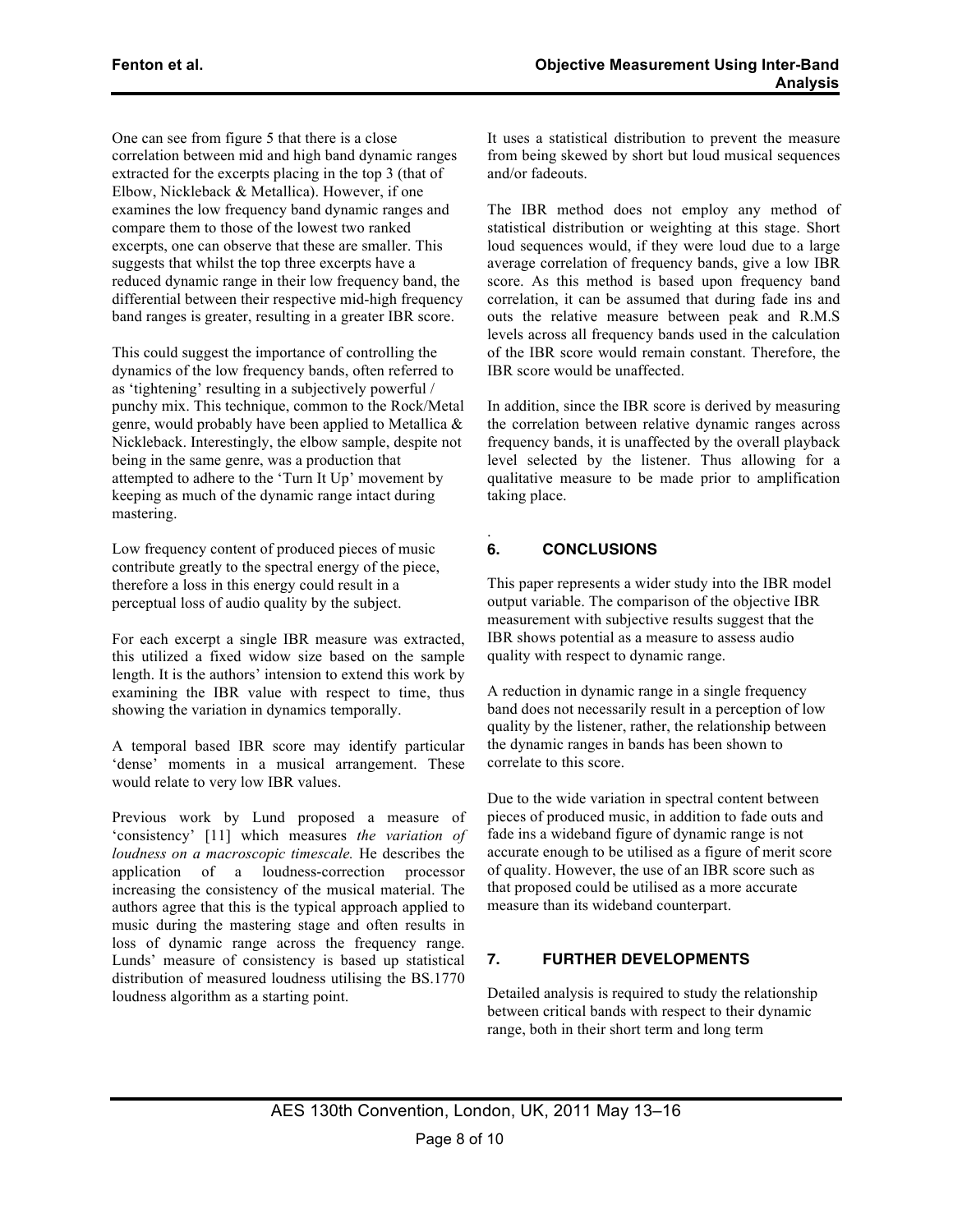One can see from figure 5 that there is a close correlation between mid and high band dynamic ranges extracted for the excerpts placing in the top 3 (that of Elbow, Nickleback & Metallica). However, if one examines the low frequency band dynamic ranges and compare them to those of the lowest two ranked excerpts, one can observe that these are smaller. This suggests that whilst the top three excerpts have a reduced dynamic range in their low frequency band, the differential between their respective mid-high frequency band ranges is greater, resulting in a greater IBR score.

This could suggest the importance of controlling the dynamics of the low frequency bands, often referred to as 'tightening' resulting in a subjectively powerful / punchy mix. This technique, common to the Rock/Metal genre, would probably have been applied to Metallica & Nickleback. Interestingly, the elbow sample, despite not being in the same genre, was a production that attempted to adhere to the 'Turn It Up' movement by keeping as much of the dynamic range intact during mastering.

Low frequency content of produced pieces of music contribute greatly to the spectral energy of the piece, therefore a loss in this energy could result in a perceptual loss of audio quality by the subject.

For each excerpt a single IBR measure was extracted, this utilized a fixed widow size based on the sample length. It is the authors' intension to extend this work by examining the IBR value with respect to time, thus showing the variation in dynamics temporally.

A temporal based IBR score may identify particular 'dense' moments in a musical arrangement. These would relate to very low IBR values.

Previous work by Lund proposed a measure of 'consistency' [11] which measures *the variation of loudness on a macroscopic timescale.* He describes the application of a loudness-correction processor increasing the consistency of the musical material. The authors agree that this is the typical approach applied to music during the mastering stage and often results in loss of dynamic range across the frequency range. Lunds' measure of consistency is based up statistical distribution of measured loudness utilising the BS.1770 loudness algorithm as a starting point.

It uses a statistical distribution to prevent the measure from being skewed by short but loud musical sequences and/or fadeouts.

The IBR method does not employ any method of statistical distribution or weighting at this stage. Short loud sequences would, if they were loud due to a large average correlation of frequency bands, give a low IBR score. As this method is based upon frequency band correlation, it can be assumed that during fade ins and outs the relative measure between peak and R.M.S levels across all frequency bands used in the calculation of the IBR score would remain constant. Therefore, the IBR score would be unaffected.

In addition, since the IBR score is derived by measuring the correlation between relative dynamic ranges across frequency bands, it is unaffected by the overall playback level selected by the listener. Thus allowing for a qualitative measure to be made prior to amplification taking place.

## 6. CONCLUSIONS

This paper represents a wider study into the IBR model output variable. The comparison of the objective IBR measurement with subjective results suggest that the IBR shows potential as a measure to assess audio quality with respect to dynamic range.

A reduction in dynamic range in a single frequency band does not necessarily result in a perception of low quality by the listener, rather, the relationship between the dynamic ranges in bands has been shown to correlate to this score.

Due to the wide variation in spectral content between pieces of produced music, in addition to fade outs and fade ins a wideband figure of dynamic range is not accurate enough to be utilised as a figure of merit score of quality. However, the use of an IBR score such as that proposed could be utilised as a more accurate measure than its wideband counterpart.

## 7. FURTHER DEVELOPMENTS

Detailed analysis is required to study the relationship between critical bands with respect to their dynamic range, both in their short term and long term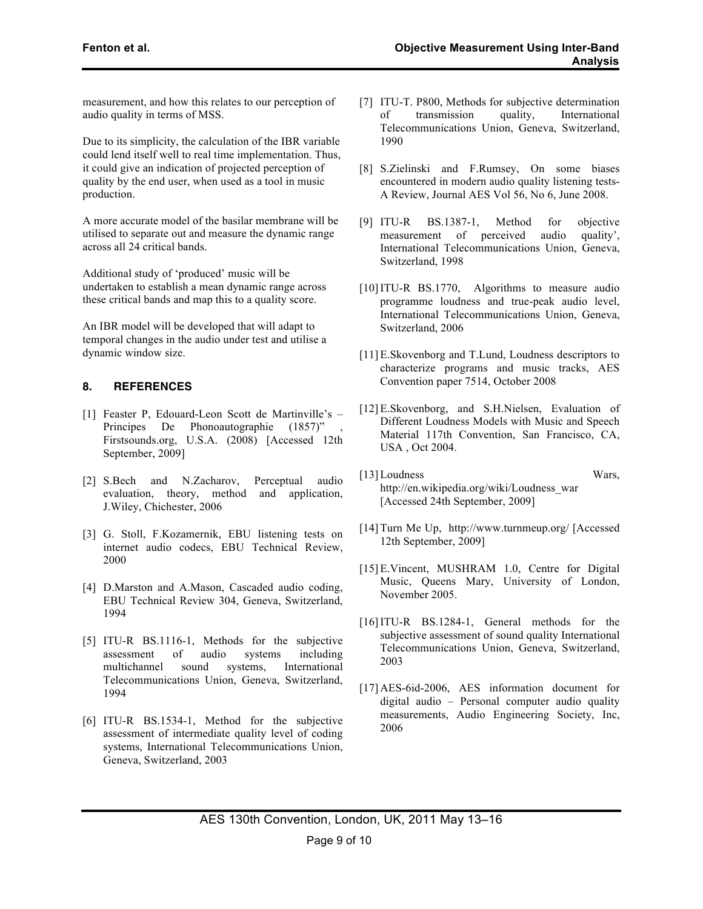measurement, and how this relates to our perception of audio quality in terms of MSS.

Due to its simplicity, the calculation of the IBR variable could lend itself well to real time implementation. Thus, it could give an indication of projected perception of quality by the end user, when used as a tool in music production.

A more accurate model of the basilar membrane will be utilised to separate out and measure the dynamic range across all 24 critical bands.

Additional study of 'produced' music will be undertaken to establish a mean dynamic range across these critical bands and map this to a quality score.

An IBR model will be developed that will adapt to temporal changes in the audio under test and utilise a dynamic window size.

## 8. REFERENCES

[1] Feaster P, Edouard-Leon Scott de Martinville's – Principes De Phonoautographie (1857)" , Firstsounds.org, U.S.A. (2008) [Accessed 12th September, 2009]

[2] S.Bech and N.Zacharov, Perceptual audio evaluation, theory, method and application, J.Wiley, Chichester, 2006

[3] G. Stoll, F.Kozamernik, EBU listening tests on internet audio codecs, EBU Technical Review, 2000

[4] D.Marston and A.Mason, Cascaded audio coding, EBU Technical Review 304, Geneva, Switzerland, 1994

[5] ITU-R BS.1116-1, Methods for the subjective assessment of audio systems including multichannel sound systems, International Telecommunications Union, Geneva, Switzerland, 1994

[6] ITU-R BS.1534-1, Method for the subjective assessment of intermediate quality level of coding systems, International Telecommunications Union, Geneva, Switzerland, 2003

[7] ITU-T. P800, Methods for subjective determination of transmission quality, International Telecommunications Union, Geneva, Switzerland, 1990

[8] S.Zielinski and F.Rumsey, On some biases encountered in modern audio quality listening tests- A Review, Journal AES Vol 56, No 6, June 2008.

[9] ITU-R BS.1387-1, Method for objective measurement of perceived audio quality', International Telecommunications Union, Geneva, Switzerland, 1998

[10] ITU-R BS.1770, Algorithms to measure audio programme loudness and true-peak audio level, International Telecommunications Union, Geneva, Switzerland, 2006

[11] E.Skovenborg and T.Lund, Loudness descriptors to characterize programs and music tracks, AES Convention paper 7514, October 2008

[12] E.Skovenborg, and S.H.Nielsen, Evaluation of Different Loudness Models with Music and Speech Material 117th Convention, San Francisco, CA, USA , Oct 2004.

[13] Loudness Wars, http://en.wikipedia.org/wiki/Loudness_war [Accessed 24th September, 2009]

[14] Turn Me Up, http://www.turnmeup.org/ [Accessed 12th September, 2009]

[15] E.Vincent, MUSHRAM 1.0, Centre for Digital Music, Queens Mary, University of London, November 2005.

[16] ITU-R BS.1284-1, General methods for the subjective assessment of sound quality International Telecommunications Union, Geneva, Switzerland, 2003

[17] AES-6id-2006, AES information document for digital audio – Personal computer audio quality measurements, Audio Engineering Society, Inc, 2006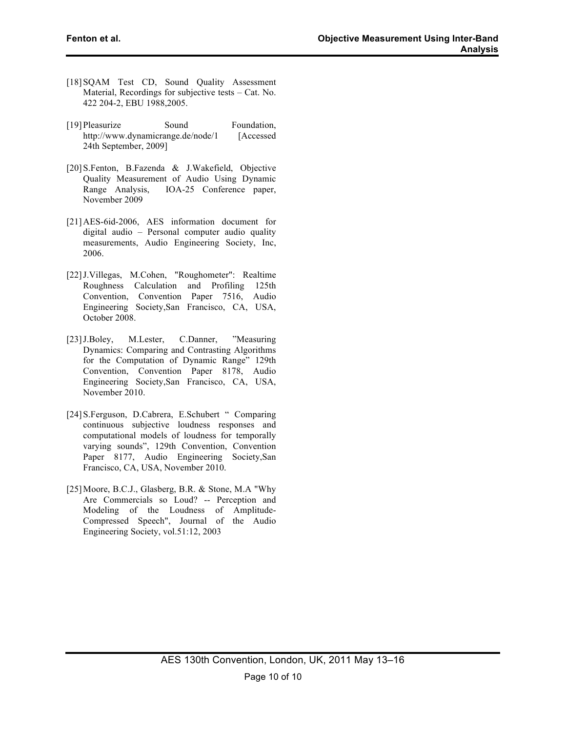[18] SQAM Test CD, Sound Quality Assessment Material, Recordings for subjective tests – Cat. No. 422 204-2, EBU 1988,2005.

[19] Pleasurize Sound Foundation, http://www.dynamicrange.de/node/1 [Accessed 24th September, 2009]

[20] S.Fenton, B.Fazenda & J.Wakefield, Objective Quality Measurement of Audio Using Dynamic Range Analysis, IOA-25 Conference paper, November 2009

[21] AES-6id-2006, AES information document for digital audio – Personal computer audio quality measurements, Audio Engineering Society, Inc, 2006.

[22] J.Villegas, M.Cohen, "Roughometer": Realtime Roughness Calculation and Profiling 125th Convention, Convention Paper 7516, Audio Engineering Society,San Francisco, CA, USA, October 2008.

[23] J.Boley, M.Lester, C.Danner, "Measuring Dynamics: Comparing and Contrasting Algorithms for the Computation of Dynamic Range" 129th Convention, Convention Paper 8178, Audio Engineering Society,San Francisco, CA, USA, November 2010.

[24] S.Ferguson, D.Cabrera, E.Schubert " Comparing continuous subjective loudness responses and computational models of loudness for temporally varying sounds", 129th Convention, Convention Paper 8177, Audio Engineering Society,San Francisco, CA, USA, November 2010.

[25] Moore, B.C.J., Glasberg, B.R. & Stone, M.A "Why Are Commercials so Loud? -- Perception and Modeling of the Loudness of Amplitude-Compressed Speech", Journal of the Audio Engineering Society, vol.51:12, 2003